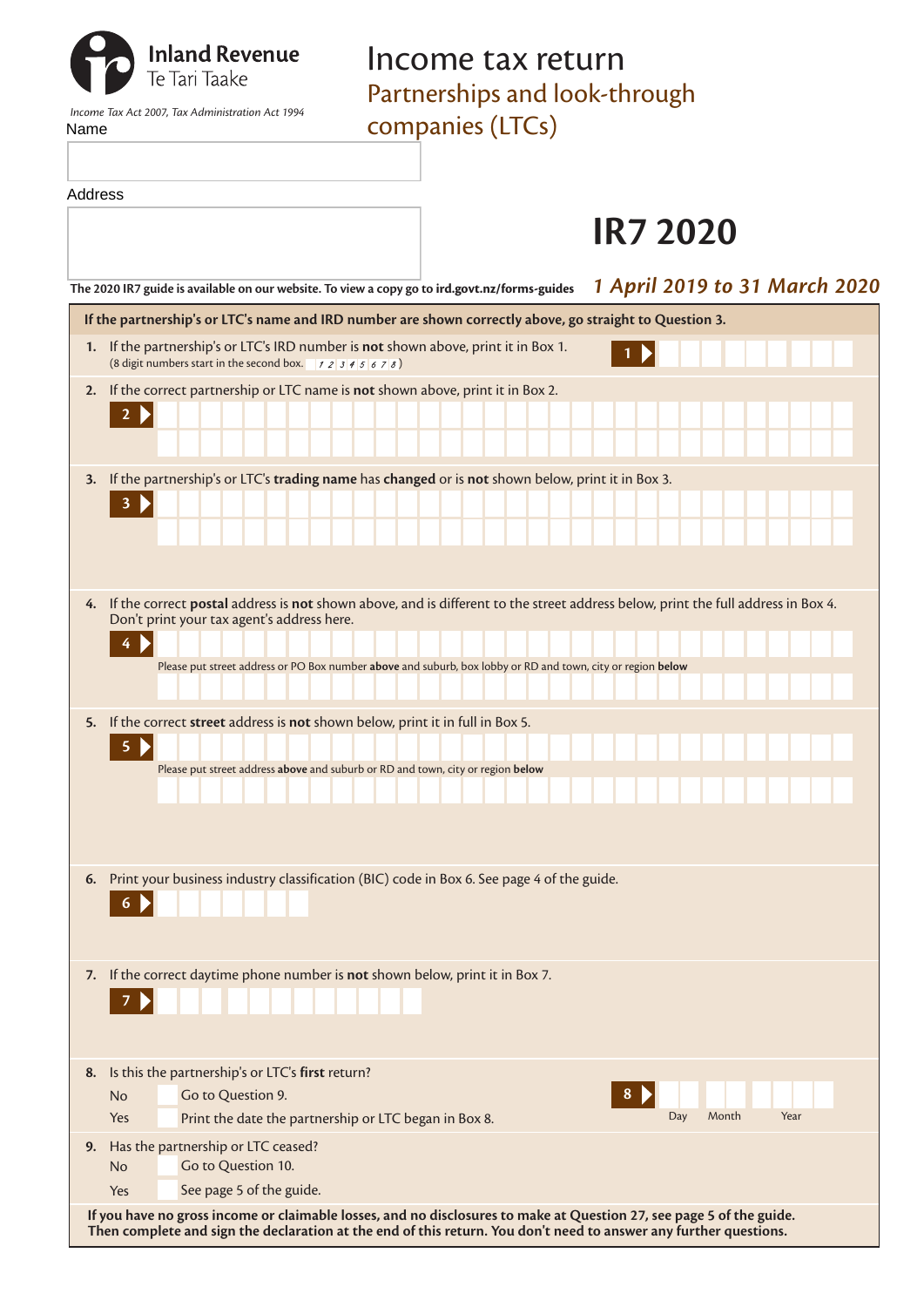Inland Revenue
Te Tari Taake

*Income Tax Act 2007, Tax Administration Act 1994*

# Income tax return

## Partnerships and look-through companies (LTCs)

# IR7 2020

Name

Address

**The 2020 IR7 guide is available on our website. To view a copy go to ird.govt.nz/forms-guides**

***1 April 2019 to 31 March 2020***

**If the partnership's or LTC's name and IRD number are shown correctly above, go straight to Question 3.**

**1.** If the partnership's or LTC's IRD number is **not** shown above, print it in Box 1.
(8 digit numbers start in the second box. 1 2 3 4 5 6 7 8)

**1**

**2.** If the correct partnership or LTC name is **not** shown above, print it in Box 2.

**2**

**3.** If the partnership's or LTC's **trading name** has **changed** or is **not** shown below, print it in Box 3.

**3**

**4.** If the correct **postal** address is **not** shown above, and is different to the street address below, print the full address in Box 4. Don't print your tax agent's address here.

**4**

Please put street address or PO Box number **above** and suburb, box lobby or RD and town, city or region **below**

**5.** If the correct **street** address is **not** shown below, print it in full in Box 5.

**5**

Please put street address **above** and suburb or RD and town, city or region **below**

**6.** Print your business industry classification (BIC) code in Box 6. See page 4 of the guide.

**6**

**7.** If the correct daytime phone number is **not** shown below, print it in Box 7.

**7**

**8.** Is this the partnership's or LTC's **first** return?

No — Go to Question 9.

Yes — Print the date the partnership or LTC began in Box 8.

**8** Day Month Year

**9.** Has the partnership or LTC ceased?

No — Go to Question 10.

Yes — See page 5 of the guide.

**If you have no gross income or claimable losses, and no disclosures to make at Question 27, see page 5 of the guide. Then complete and sign the declaration at the end of this return. You don't need to answer any further questions.**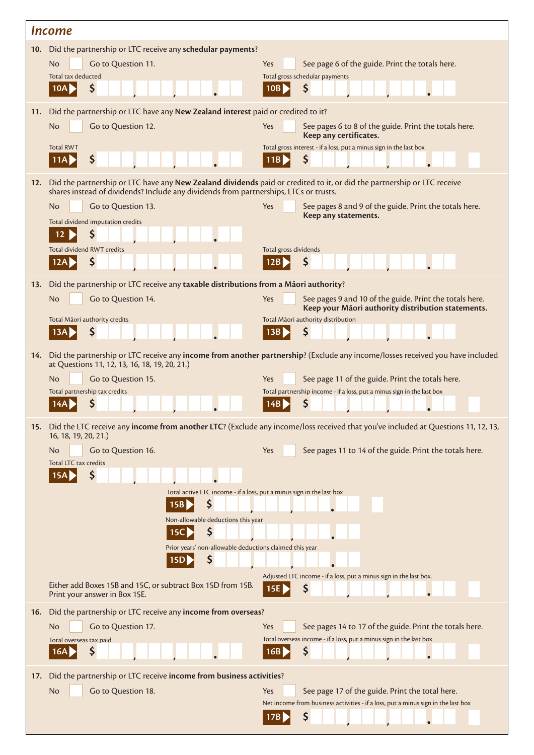## *Income*

**10.** Did the partnership or LTC receive any **schedular payments**?

No ☐ Go to Question 11.

Yes ☐ See page 6 of the guide. Print the totals here.

Total tax deducted

**10A** $ ___,___,___.__

Total gross schedular payments

**10B** $ ___,___,___.__

**11.** Did the partnership or LTC have any **New Zealand interest** paid or credited to it?

No ☐ Go to Question 12.

Yes ☐ See pages 6 to 8 of the guide. Print the totals here. **Keep any certificates.**

Total RWT

**11A** $ ___,___,___.__

Total gross interest - if a loss, put a minus sign in the last box

**11B** $ ___,___,___.__ ☐

**12.** Did the partnership or LTC have any **New Zealand dividends** paid or credited to it, or did the partnership or LTC receive shares instead of dividends? Include any dividends from partnerships, LTCs or trusts.

No ☐ Go to Question 13.

Yes ☐ See pages 8 and 9 of the guide. Print the totals here. **Keep any statements.**

Total dividend imputation credits

**12** $ ___,___,___.__

Total dividend RWT credits

**12A** $ ___,___,___.__

Total gross dividends

**12B** $ ___,___,___.__

**13.** Did the partnership or LTC receive any **taxable distributions from a Māori authority**?

No ☐ Go to Question 14.

Yes ☐ See pages 9 and 10 of the guide. Print the totals here. **Keep your Māori authority distribution statements.**

Total Māori authority credits

**13A** $ ___,___,___.__

Total Māori authority distribution

**13B** $ ___,___,___.__

**14.** Did the partnership or LTC receive any **income from another partnership**? (Exclude any income/losses received you have included at Questions 11, 12, 13, 16, 18, 19, 20, 21.)

No ☐ Go to Question 15.

Yes ☐ See page 11 of the guide. Print the totals here.

Total partnership tax credits

**14A** $ ___,___,___.__

Total partnership income - if a loss, put a minus sign in the last box

**14B** $ ___,___,___.__ ☐

**15.** Did the LTC receive any **income from another LTC**? (Exclude any income/loss received that you've included at Questions 11, 12, 13, 16, 18, 19, 20, 21.)

No ☐ Go to Question 16.

Yes ☐ See pages 11 to 14 of the guide. Print the totals here.

Total LTC tax credits

**15A** $ ___,___,___.__

Total active LTC income - if a loss, put a minus sign in the last box

**15B** $ ___,___,___.__ ☐

Non-allowable deductions this year

**15C** $ ___,___,___.__

Prior years' non-allowable deductions claimed this year

**15D** $ ___,___,___.__

Either add Boxes 15B and 15C, or subtract Box 15D from 15B. Print your answer in Box 15E.

Adjusted LTC income - if a loss, put a minus sign in the last box.

**15E** $ ___,___,___.__ ☐

**16.** Did the partnership or LTC receive any **income from overseas**?

No ☐ Go to Question 17.

Yes ☐ See pages 14 to 17 of the guide. Print the totals here.

Total overseas tax paid

**16A** $ ___,___,___.__

Total overseas income - if a loss, put a minus sign in the last box

**16B** $ ___,___,___.__ ☐

**17.** Did the partnership or LTC receive **income from business activities**?

No ☐ Go to Question 18.

Yes ☐ See page 17 of the guide. Print the total here.

Net income from business activities - if a loss, put a minus sign in the last box

**17B** $ ___,___,___.__ ☐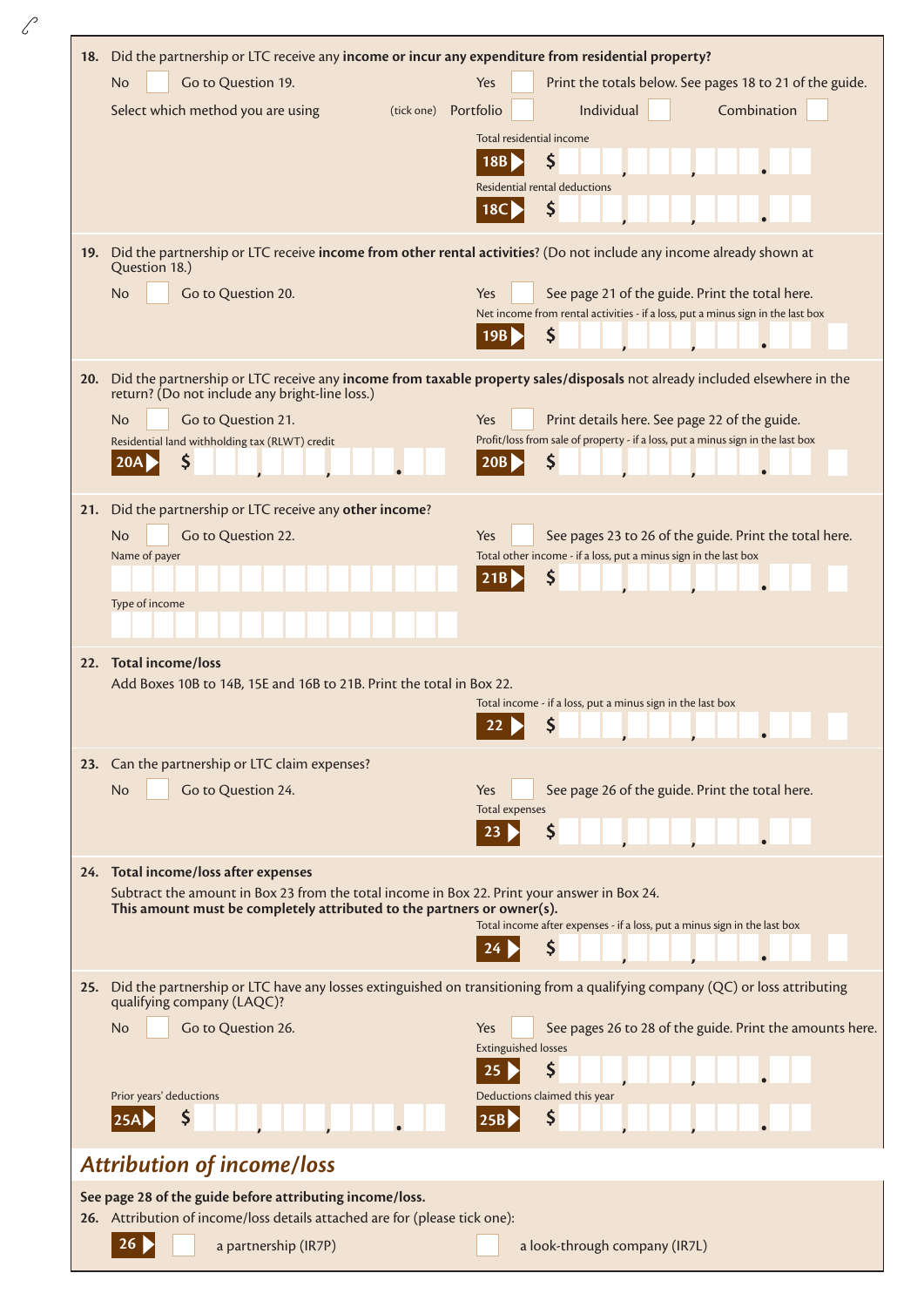**18.** Did the partnership or LTC receive any **income or incur any expenditure from residential property?**

No ☐ Go to Question 19.

Yes ☐ Print the totals below. See pages 18 to 21 of the guide.

Select which method you are using (tick one) Portfolio ☐ Individual ☐ Combination ☐

Total residential income

**18B** $

Residential rental deductions

**18C** $

**19.** Did the partnership or LTC receive **income from other rental activities**? (Do not include any income already shown at Question 18.)

No ☐ Go to Question 20.

Yes ☐ See page 21 of the guide. Print the total here.

Net income from rental activities - if a loss, put a minus sign in the last box

**19B** $

**20.** Did the partnership or LTC receive any **income from taxable property sales/disposals** not already included elsewhere in the return? (Do not include any bright-line loss.)

No ☐ Go to Question 21.

Yes ☐ Print details here. See page 22 of the guide.

Residential land withholding tax (RLWT) credit

**20A** $

Profit/loss from sale of property - if a loss, put a minus sign in the last box

**20B** $

**21.** Did the partnership or LTC receive any **other income**?

No ☐ Go to Question 22.

Yes ☐ See pages 23 to 26 of the guide. Print the total here.

Name of payer

Type of income

Total other income - if a loss, put a minus sign in the last box

**21B** $

**22. Total income/loss**

Add Boxes 10B to 14B, 15E and 16B to 21B. Print the total in Box 22.

Total income - if a loss, put a minus sign in the last box

**22** $

**23.** Can the partnership or LTC claim expenses?

No ☐ Go to Question 24.

Yes ☐ See page 26 of the guide. Print the total here.

Total expenses

**23** $

**24. Total income/loss after expenses**

Subtract the amount in Box 23 from the total income in Box 22. Print your answer in Box 24.
**This amount must be completely attributed to the partners or owner(s).**

Total income after expenses - if a loss, put a minus sign in the last box

**24** $

**25.** Did the partnership or LTC have any losses extinguished on transitioning from a qualifying company (QC) or loss attributing qualifying company (LAQC)?

No ☐ Go to Question 26.

Yes ☐ See pages 26 to 28 of the guide. Print the amounts here.

Extinguished losses

**25** $

Prior years' deductions

**25A** $

Deductions claimed this year

**25B** $

## *Attribution of income/loss*

**See page 28 of the guide before attributing income/loss.**

**26.** Attribution of income/loss details attached are for (please tick one):

**26** ☐ a partnership (IR7P) ☐ a look-through company (IR7L)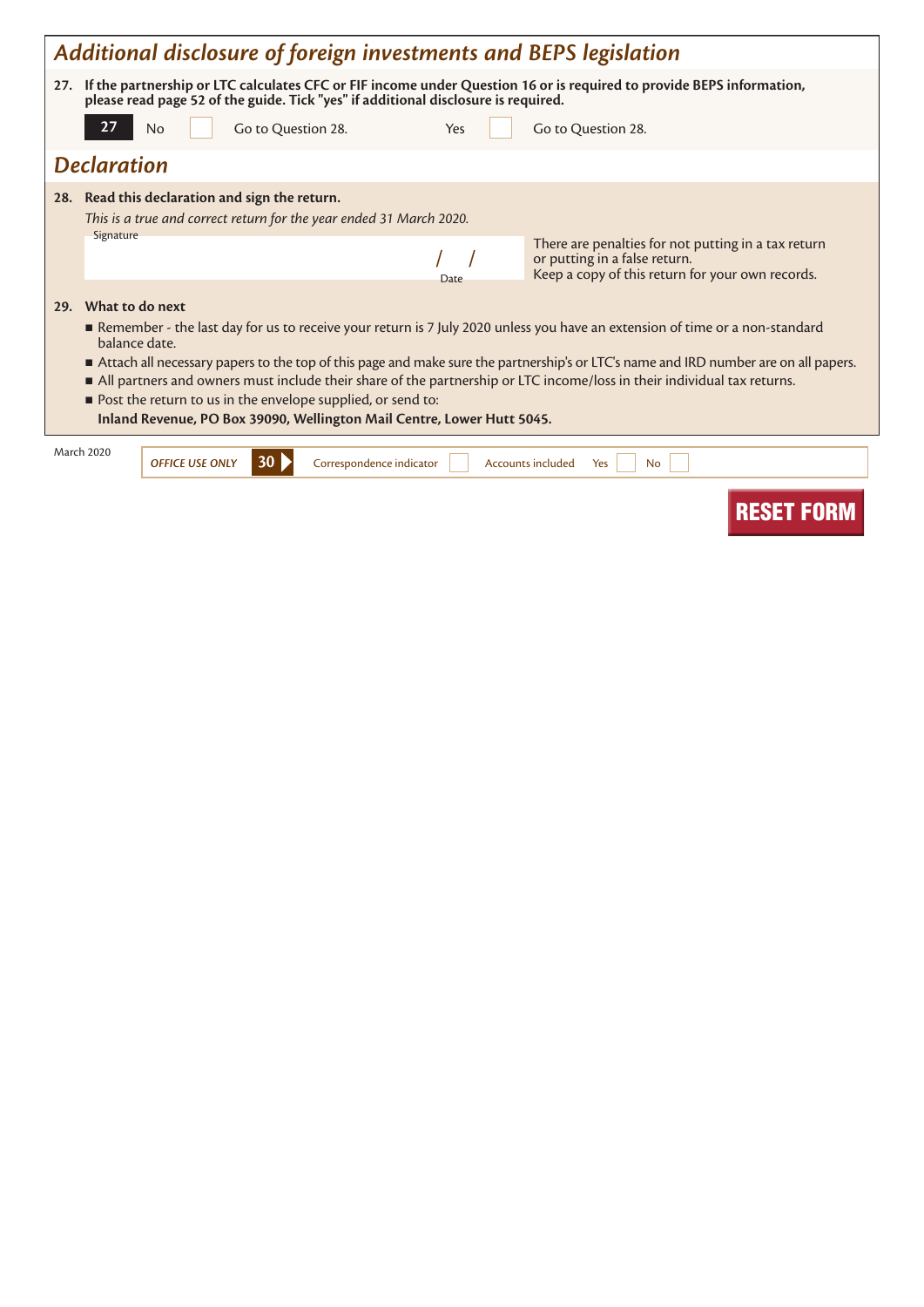## Additional disclosure of foreign investments and BEPS legislation

**27. If the partnership or LTC calculates CFC or FIF income under Question 16 or is required to provide BEPS information, please read page 52 of the guide. Tick "yes" if additional disclosure is required.**

**27** No ☐ Go to Question 28. Yes ☐ Go to Question 28.

## Declaration

**28. Read this declaration and sign the return.**

*This is a true and correct return for the year ended 31 March 2020.*

Signature

/ /

Date

There are penalties for not putting in a tax return or putting in a false return.
Keep a copy of this return for your own records.

**29. What to do next**

- Remember - the last day for us to receive your return is 7 July 2020 unless you have an extension of time or a non-standard balance date.
- Attach all necessary papers to the top of this page and make sure the partnership's or LTC's name and IRD number are on all papers.
- All partners and owners must include their share of the partnership or LTC income/loss in their individual tax returns.
- Post the return to us in the envelope supplied, or send to:

**Inland Revenue, PO Box 39090, Wellington Mail Centre, Lower Hutt 5045.**

March 2020

*OFFICE USE ONLY* **30** Correspondence indicator ☐ Accounts included Yes ☐ No ☐

RESET FORM